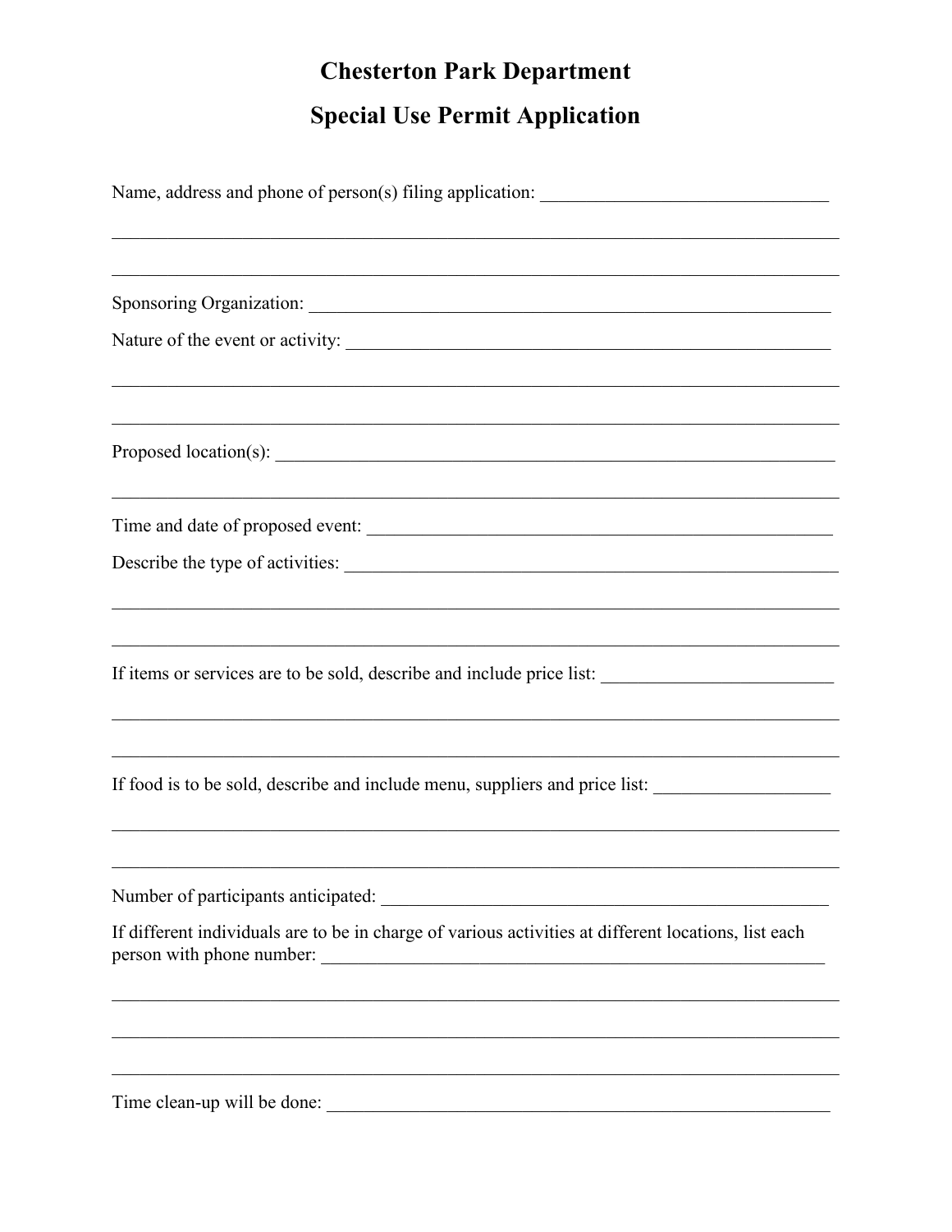# Chesterton Park Department

## Special Use Permit Application

Name, address and phone of person(s) filing application: ______________________________

_______________________________________________________________________________

_______________________________________________________________________________

Sponsoring Organization: ______________________________________________________

Nature of the event or activity: _________________________________________________

_______________________________________________________________________________

_______________________________________________________________________________

Proposed location(s): _________________________________________________________

_______________________________________________________________________________

Time and date of proposed event: _______________________________________________

Describe the type of activities: _________________________________________________

_______________________________________________________________________________

_______________________________________________________________________________

If items or services are to be sold, describe and include price list: ________________________

_______________________________________________________________________________

_______________________________________________________________________________

If food is to be sold, describe and include menu, suppliers and price list: __________________

_______________________________________________________________________________

_______________________________________________________________________________

Number of participants anticipated: _____________________________________________

If different individuals are to be in charge of various activities at different locations, list each person with phone number: ________________________________________________________

_______________________________________________________________________________

_______________________________________________________________________________

_______________________________________________________________________________

Time clean-up will be done: ____________________________________________________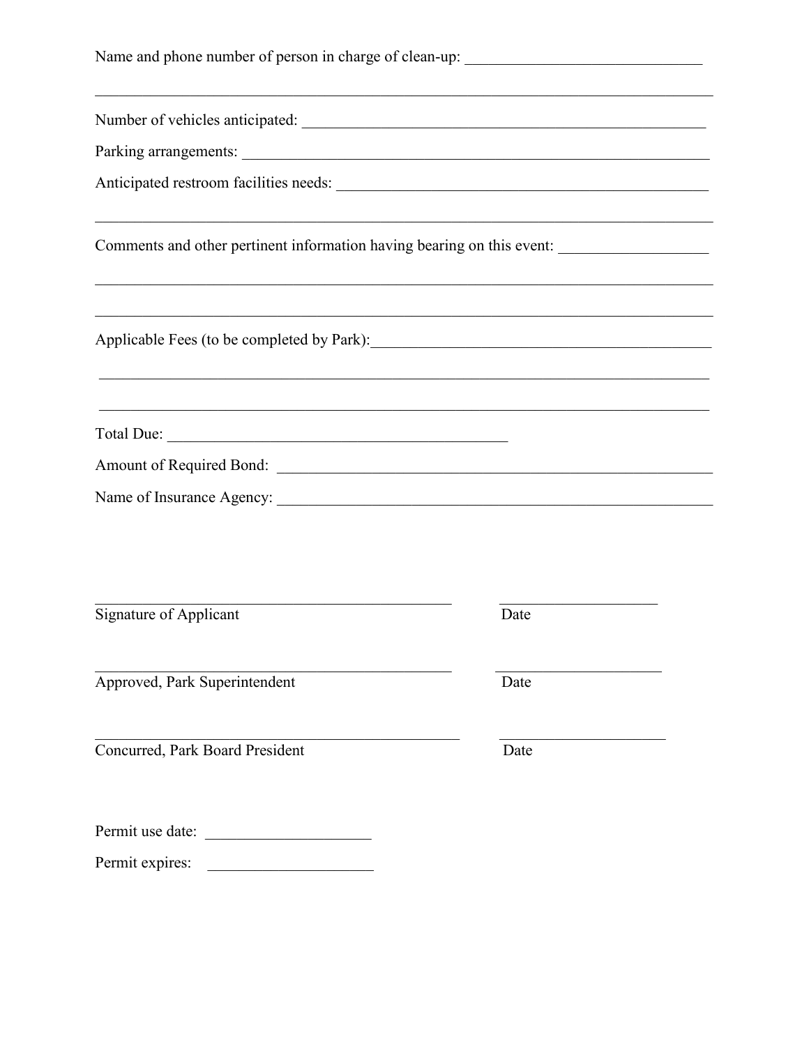Name and phone number of person in charge of clean-up: ______________________________

______________________________________________________________________________

Number of vehicles anticipated: ____________________________________________________

Parking arrangements: _________________________________________________________

Anticipated restroom facilities needs: _____________________________________________

______________________________________________________________________________

Comments and other pertinent information having bearing on this event: __________________

______________________________________________________________________________

______________________________________________________________________________

Applicable Fees (to be completed by Park):____________________________________________

______________________________________________________________________________

______________________________________________________________________________

Total Due: ___________________________________________

Amount of Required Bond: ____________________________________________________

Name of Insurance Agency: ___________________________________________________

_____________________________________________ ____________________

Signature of Applicant Date

_____________________________________________ ____________________

Approved, Park Superintendent Date

_____________________________________________ ____________________

Concurred, Park Board President Date

Permit use date: ____________________

Permit expires: ____________________